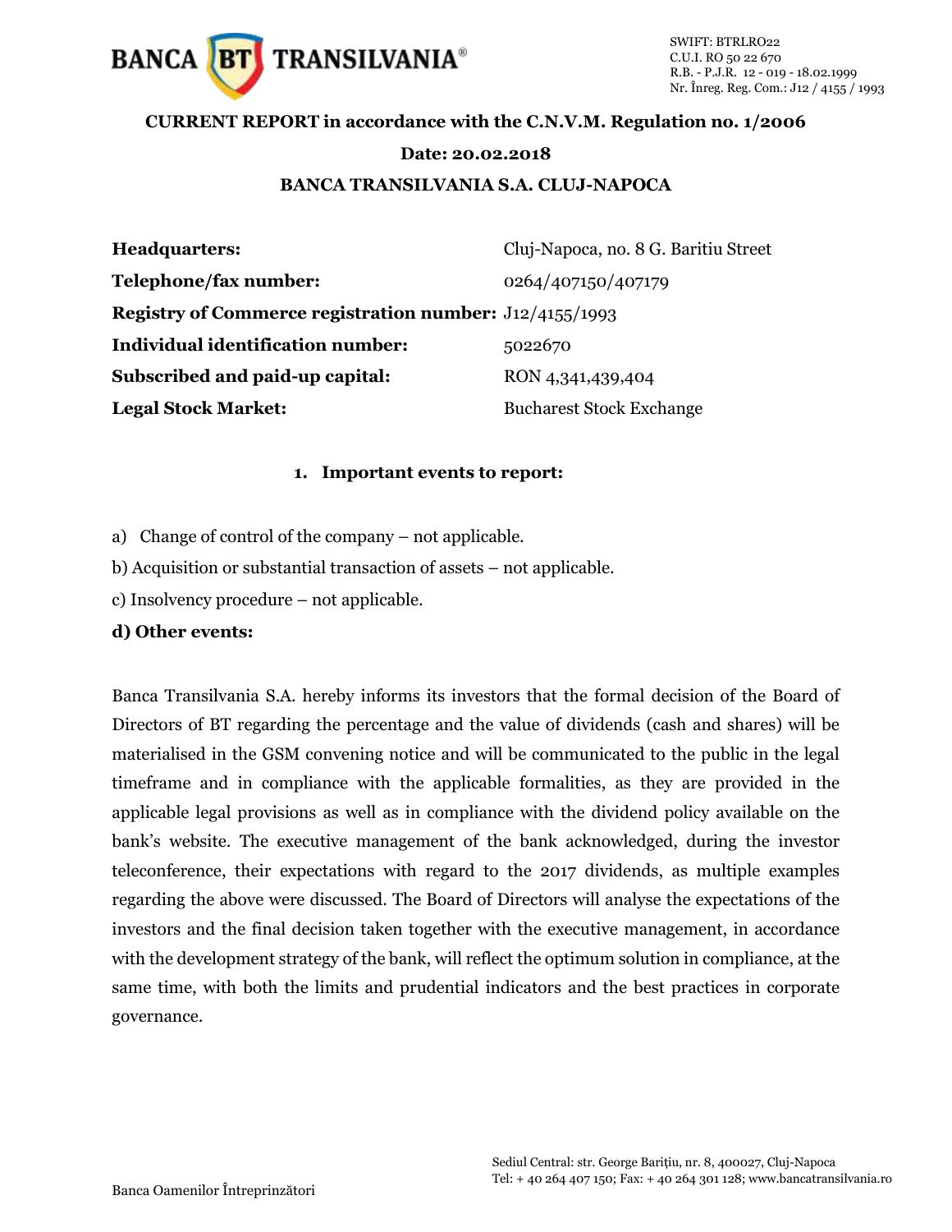SWIFT: BTRLRO22
C.U.I. RO 50 22 670
R.B. - P.J.R. 12 - 019 - 18.02.1999
Nr. Înreg. Reg. Com.: J12 / 4155 / 1993

**CURRENT REPORT in accordance with the C.N.V.M. Regulation no. 1/2006**

**Date: 20.02.2018**

**BANCA TRANSILVANIA S.A. CLUJ-NAPOCA**

| | |
|---|---|
| **Headquarters:** | Cluj-Napoca, no. 8 G. Baritiu Street |
| **Telephone/fax number:** | 0264/407150/407179 |
| **Registry of Commerce registration number:** | J12/4155/1993 |
| **Individual identification number:** | 5022670 |
| **Subscribed and paid-up capital:** | RON 4,341,439,404 |
| **Legal Stock Market:** | Bucharest Stock Exchange |

**1. Important events to report:**

a) Change of control of the company – not applicable.

b) Acquisition or substantial transaction of assets – not applicable.

c) Insolvency procedure – not applicable.

**d) Other events:**

Banca Transilvania S.A. hereby informs its investors that the formal decision of the Board of Directors of BT regarding the percentage and the value of dividends (cash and shares) will be materialised in the GSM convening notice and will be communicated to the public in the legal timeframe and in compliance with the applicable formalities, as they are provided in the applicable legal provisions as well as in compliance with the dividend policy available on the bank's website. The executive management of the bank acknowledged, during the investor teleconference, their expectations with regard to the 2017 dividends, as multiple examples regarding the above were discussed. The Board of Directors will analyse the expectations of the investors and the final decision taken together with the executive management, in accordance with the development strategy of the bank, will reflect the optimum solution in compliance, at the same time, with both the limits and prudential indicators and the best practices in corporate governance.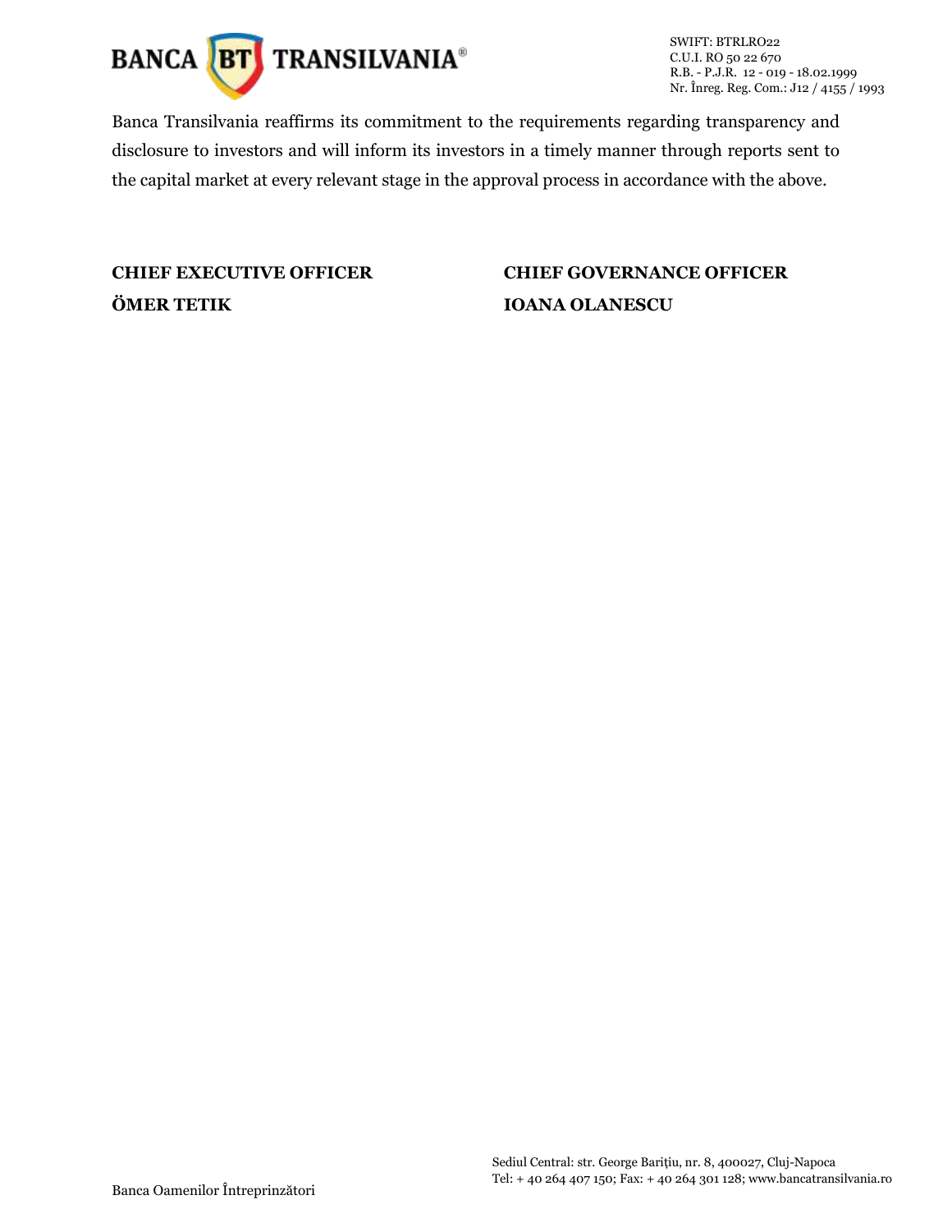Banca Transilvania reaffirms its commitment to the requirements regarding transparency and disclosure to investors and will inform its investors in a timely manner through reports sent to the capital market at every relevant stage in the approval process in accordance with the above.

**CHIEF EXECUTIVE OFFICER**
**ÖMER TETIK**

**CHIEF GOVERNANCE OFFICER**
**IOANA OLANESCU**